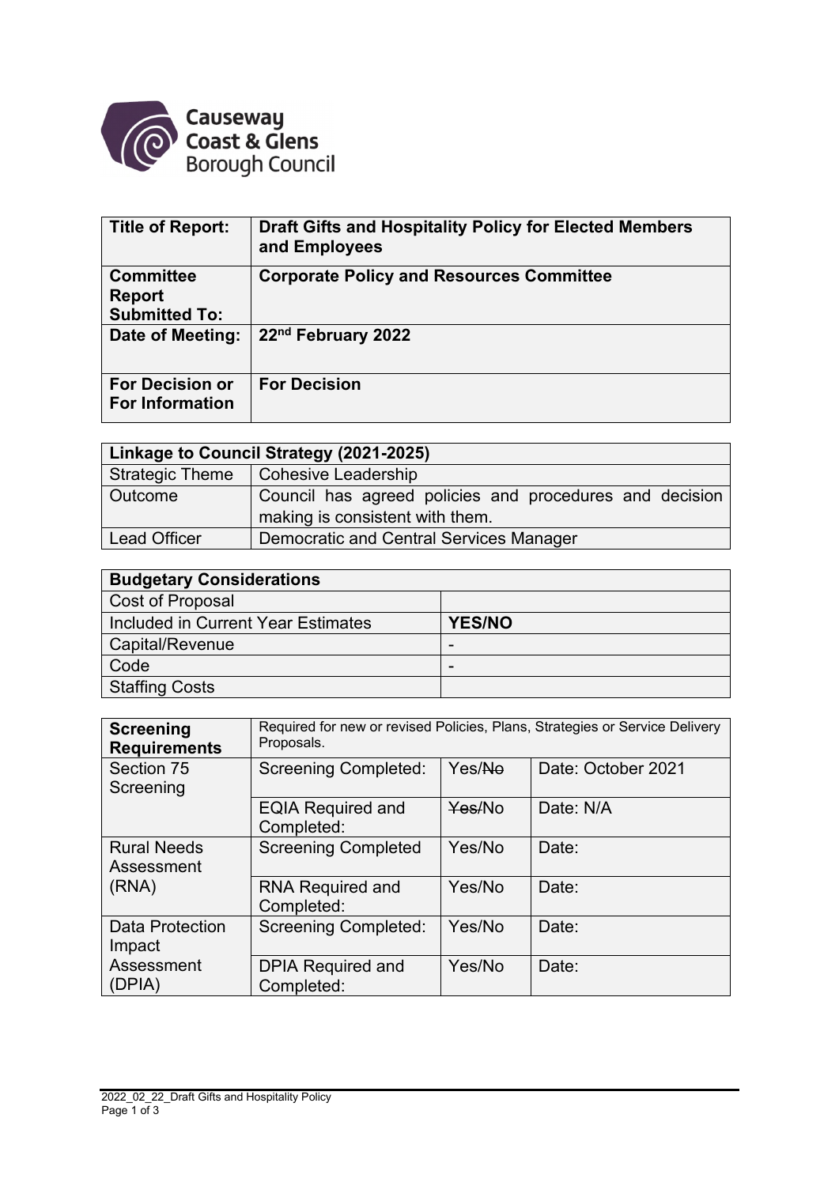| Title of Report: | Draft Gifts and Hospitality Policy for Elected Members and Employees |
| --- | --- |
| Committee Report Submitted To: | Corporate Policy and Resources Committee |
| Date of Meeting: | 22nd February 2022 |
| For Decision or For Information | For Decision |

| Linkage to Council Strategy (2021-2025) | |
| --- | --- |
| Strategic Theme | Cohesive Leadership |
| Outcome | Council has agreed policies and procedures and decision making is consistent with them. |
| Lead Officer | Democratic and Central Services Manager |

| Budgetary Considerations | |
| --- | --- |
| Cost of Proposal | |
| Included in Current Year Estimates | YES/NO |
| Capital/Revenue | - |
| Code | - |
| Staffing Costs | |

| Screening Requirements | Required for new or revised Policies, Plans, Strategies or Service Delivery Proposals. | | |
| --- | --- | --- | --- |
| Section 75 Screening | Screening Completed: | Yes/~~No~~ | Date: October 2021 |
| | EQIA Required and Completed: | ~~Yes~~/No | Date: N/A |
| Rural Needs Assessment (RNA) | Screening Completed | Yes/No | Date: |
| | RNA Required and Completed: | Yes/No | Date: |
| Data Protection Impact Assessment (DPIA) | Screening Completed: | Yes/No | Date: |
| | DPIA Required and Completed: | Yes/No | Date: |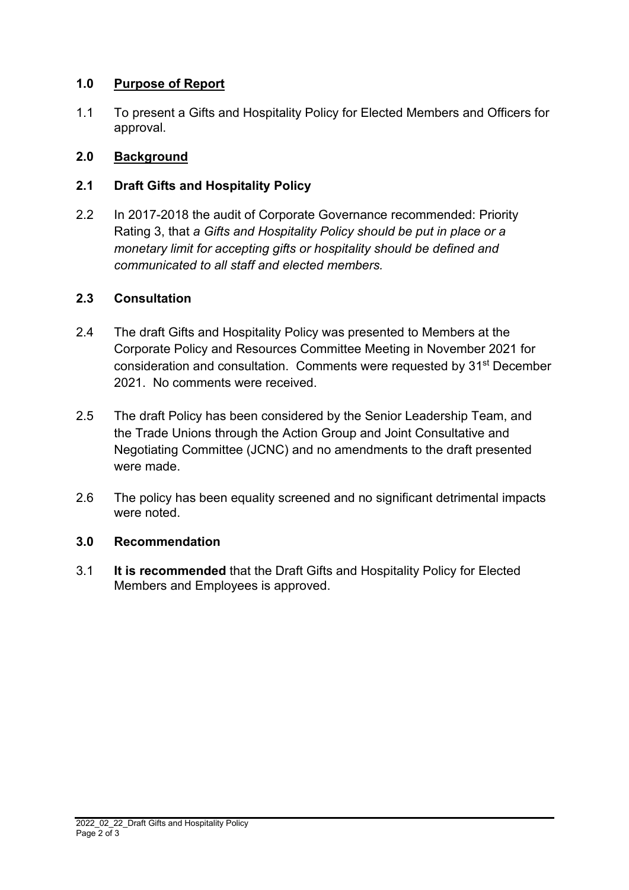## 1.0 Purpose of Report

1.1 To present a Gifts and Hospitality Policy for Elected Members and Officers for approval.

## 2.0 Background

### 2.1 Draft Gifts and Hospitality Policy

2.2 In 2017-2018 the audit of Corporate Governance recommended: Priority Rating 3, that *a Gifts and Hospitality Policy should be put in place or a monetary limit for accepting gifts or hospitality should be defined and communicated to all staff and elected members.*

### 2.3 Consultation

2.4 The draft Gifts and Hospitality Policy was presented to Members at the Corporate Policy and Resources Committee Meeting in November 2021 for consideration and consultation. Comments were requested by 31st December 2021. No comments were received.

2.5 The draft Policy has been considered by the Senior Leadership Team, and the Trade Unions through the Action Group and Joint Consultative and Negotiating Committee (JCNC) and no amendments to the draft presented were made.

2.6 The policy has been equality screened and no significant detrimental impacts were noted.

## 3.0 Recommendation

3.1 **It is recommended** that the Draft Gifts and Hospitality Policy for Elected Members and Employees is approved.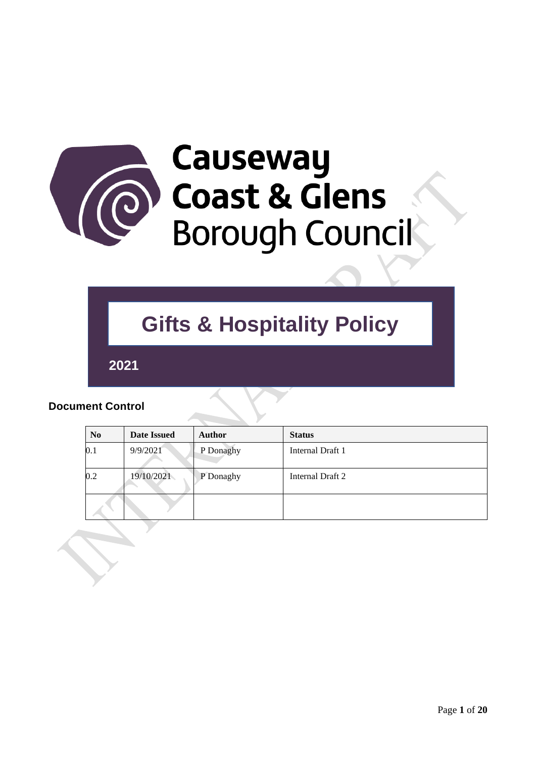# Causeway Coast & Glens Borough Council

# Gifts & Hospitality Policy

**2021**

**Document Control**

| No | Date Issued | Author | Status |
|---|---|---|---|
| 0.1 | 9/9/2021 | P Donaghy | Internal Draft 1 |
| 0.2 | 19/10/2021 | P Donaghy | Internal Draft 2 |
| | | | |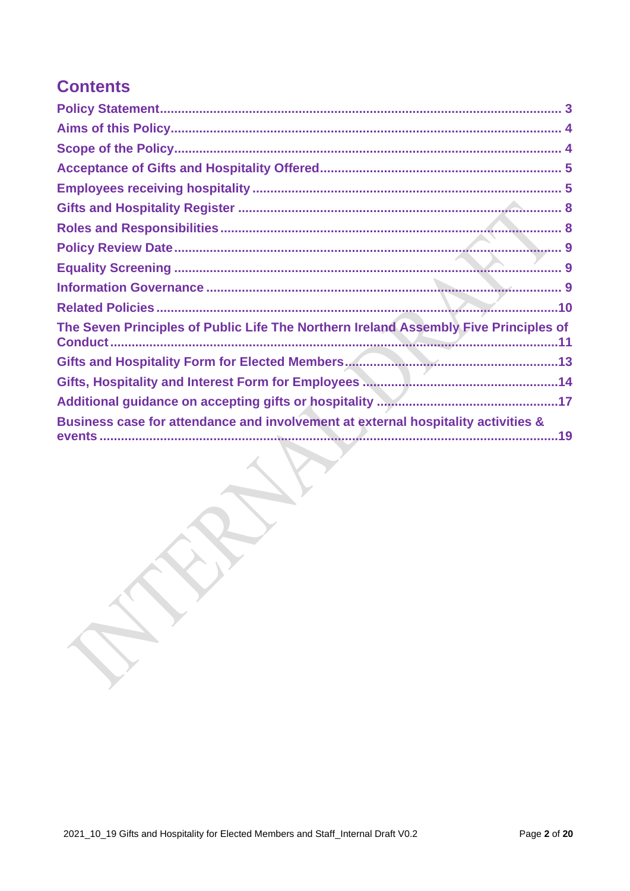## Contents

- Policy Statement ..... 3
- Aims of this Policy ..... 4
- Scope of the Policy ..... 4
- Acceptance of Gifts and Hospitality Offered ..... 5
- Employees receiving hospitality ..... 5
- Gifts and Hospitality Register ..... 8
- Roles and Responsibilities ..... 8
- Policy Review Date ..... 9
- Equality Screening ..... 9
- Information Governance ..... 9
- Related Policies ..... 10
- The Seven Principles of Public Life The Northern Ireland Assembly Five Principles of Conduct ..... 11
- Gifts and Hospitality Form for Elected Members ..... 13
- Gifts, Hospitality and Interest Form for Employees ..... 14
- Additional guidance on accepting gifts or hospitality ..... 17
- Business case for attendance and involvement at external hospitality activities & events ..... 19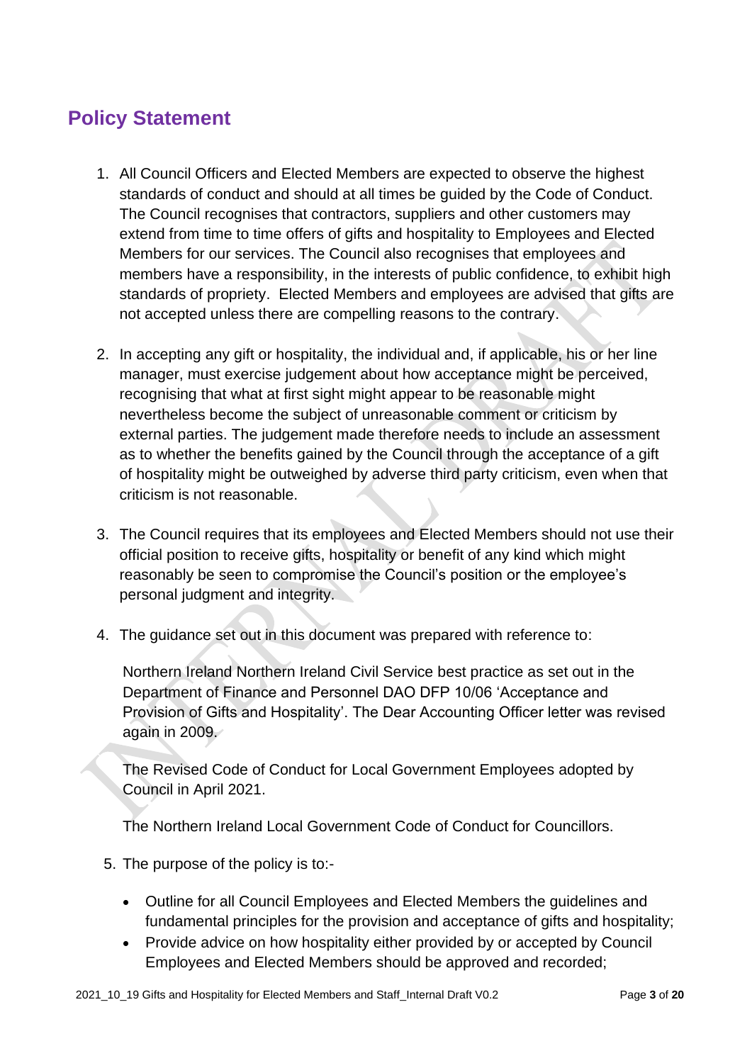## Policy Statement

1. All Council Officers and Elected Members are expected to observe the highest standards of conduct and should at all times be guided by the Code of Conduct. The Council recognises that contractors, suppliers and other customers may extend from time to time offers of gifts and hospitality to Employees and Elected Members for our services. The Council also recognises that employees and members have a responsibility, in the interests of public confidence, to exhibit high standards of propriety. Elected Members and employees are advised that gifts are not accepted unless there are compelling reasons to the contrary.

2. In accepting any gift or hospitality, the individual and, if applicable, his or her line manager, must exercise judgement about how acceptance might be perceived, recognising that what at first sight might appear to be reasonable might nevertheless become the subject of unreasonable comment or criticism by external parties. The judgement made therefore needs to include an assessment as to whether the benefits gained by the Council through the acceptance of a gift of hospitality might be outweighed by adverse third party criticism, even when that criticism is not reasonable.

3. The Council requires that its employees and Elected Members should not use their official position to receive gifts, hospitality or benefit of any kind which might reasonably be seen to compromise the Council's position or the employee's personal judgment and integrity.

4. The guidance set out in this document was prepared with reference to:

   Northern Ireland Northern Ireland Civil Service best practice as set out in the Department of Finance and Personnel DAO DFP 10/06 'Acceptance and Provision of Gifts and Hospitality'. The Dear Accounting Officer letter was revised again in 2009.

   The Revised Code of Conduct for Local Government Employees adopted by Council in April 2021.

   The Northern Ireland Local Government Code of Conduct for Councillors.

5. The purpose of the policy is to:-

   - Outline for all Council Employees and Elected Members the guidelines and fundamental principles for the provision and acceptance of gifts and hospitality;
   - Provide advice on how hospitality either provided by or accepted by Council Employees and Elected Members should be approved and recorded;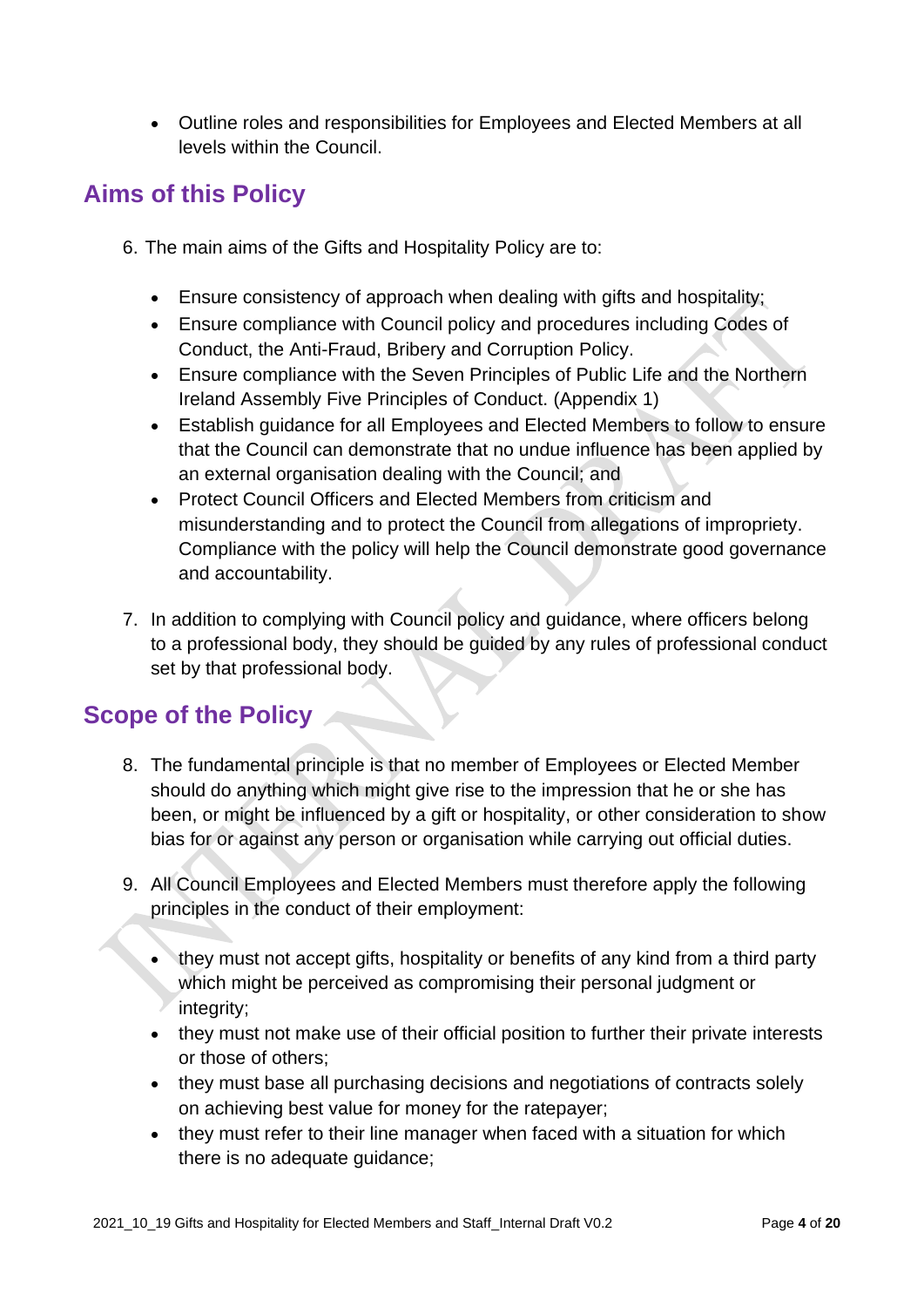- Outline roles and responsibilities for Employees and Elected Members at all levels within the Council.

## Aims of this Policy

6. The main aims of the Gifts and Hospitality Policy are to:

   - Ensure consistency of approach when dealing with gifts and hospitality;
   - Ensure compliance with Council policy and procedures including Codes of Conduct, the Anti-Fraud, Bribery and Corruption Policy.
   - Ensure compliance with the Seven Principles of Public Life and the Northern Ireland Assembly Five Principles of Conduct. (Appendix 1)
   - Establish guidance for all Employees and Elected Members to follow to ensure that the Council can demonstrate that no undue influence has been applied by an external organisation dealing with the Council; and
   - Protect Council Officers and Elected Members from criticism and misunderstanding and to protect the Council from allegations of impropriety. Compliance with the policy will help the Council demonstrate good governance and accountability.

7. In addition to complying with Council policy and guidance, where officers belong to a professional body, they should be guided by any rules of professional conduct set by that professional body.

## Scope of the Policy

8. The fundamental principle is that no member of Employees or Elected Member should do anything which might give rise to the impression that he or she has been, or might be influenced by a gift or hospitality, or other consideration to show bias for or against any person or organisation while carrying out official duties.

9. All Council Employees and Elected Members must therefore apply the following principles in the conduct of their employment:

   - they must not accept gifts, hospitality or benefits of any kind from a third party which might be perceived as compromising their personal judgment or integrity;
   - they must not make use of their official position to further their private interests or those of others;
   - they must base all purchasing decisions and negotiations of contracts solely on achieving best value for money for the ratepayer;
   - they must refer to their line manager when faced with a situation for which there is no adequate guidance;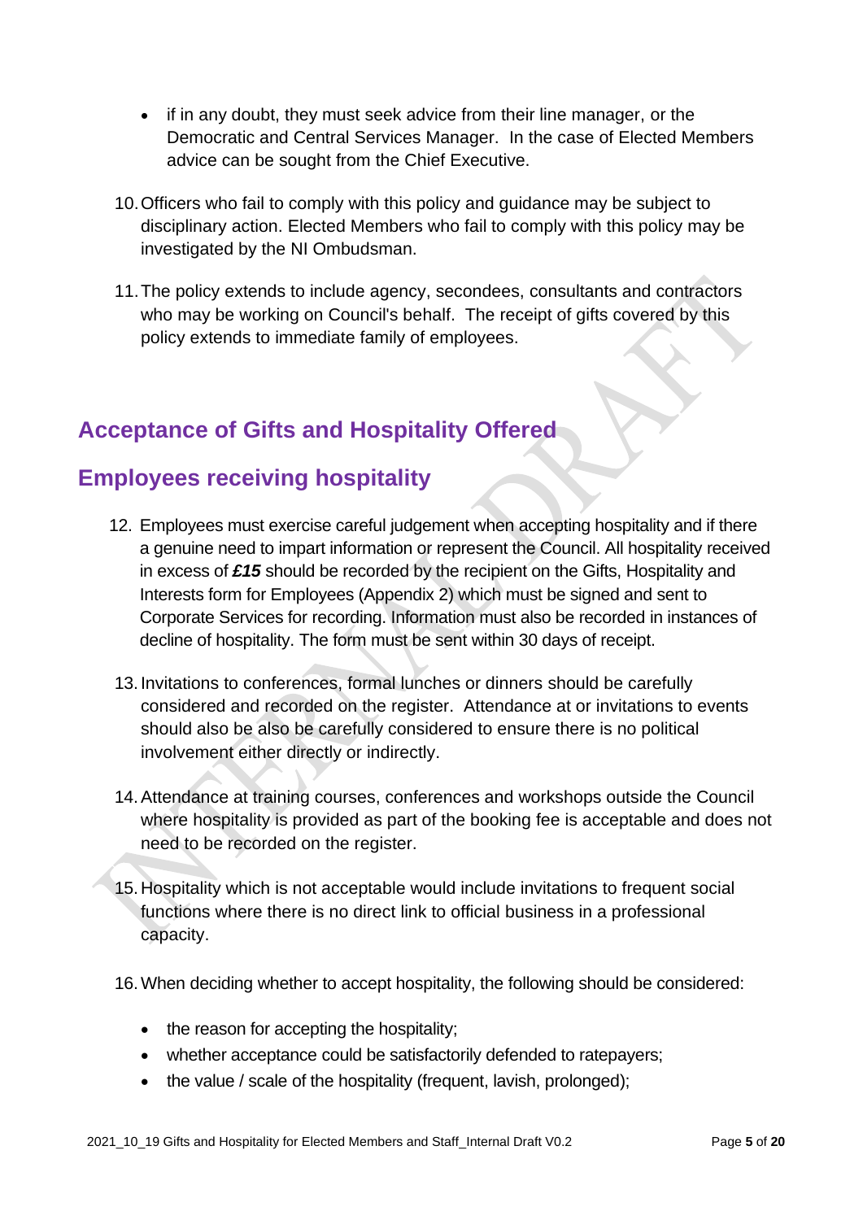- if in any doubt, they must seek advice from their line manager, or the Democratic and Central Services Manager.  In the case of Elected Members advice can be sought from the Chief Executive.

10. Officers who fail to comply with this policy and guidance may be subject to disciplinary action. Elected Members who fail to comply with this policy may be investigated by the NI Ombudsman.

11. The policy extends to include agency, secondees, consultants and contractors who may be working on Council's behalf.  The receipt of gifts covered by this policy extends to immediate family of employees.

## Acceptance of Gifts and Hospitality Offered

## Employees receiving hospitality

12. Employees must exercise careful judgement when accepting hospitality and if there a genuine need to impart information or represent the Council. All hospitality received in excess of ***£15*** should be recorded by the recipient on the Gifts, Hospitality and Interests form for Employees (Appendix 2) which must be signed and sent to Corporate Services for recording. Information must also be recorded in instances of decline of hospitality. The form must be sent within 30 days of receipt.

13. Invitations to conferences, formal lunches or dinners should be carefully considered and recorded on the register.  Attendance at or invitations to events should also be also be carefully considered to ensure there is no political involvement either directly or indirectly.

14. Attendance at training courses, conferences and workshops outside the Council where hospitality is provided as part of the booking fee is acceptable and does not need to be recorded on the register.

15. Hospitality which is not acceptable would include invitations to frequent social functions where there is no direct link to official business in a professional capacity.

16. When deciding whether to accept hospitality, the following should be considered:

    - the reason for accepting the hospitality;
    - whether acceptance could be satisfactorily defended to ratepayers;
    - the value / scale of the hospitality (frequent, lavish, prolonged);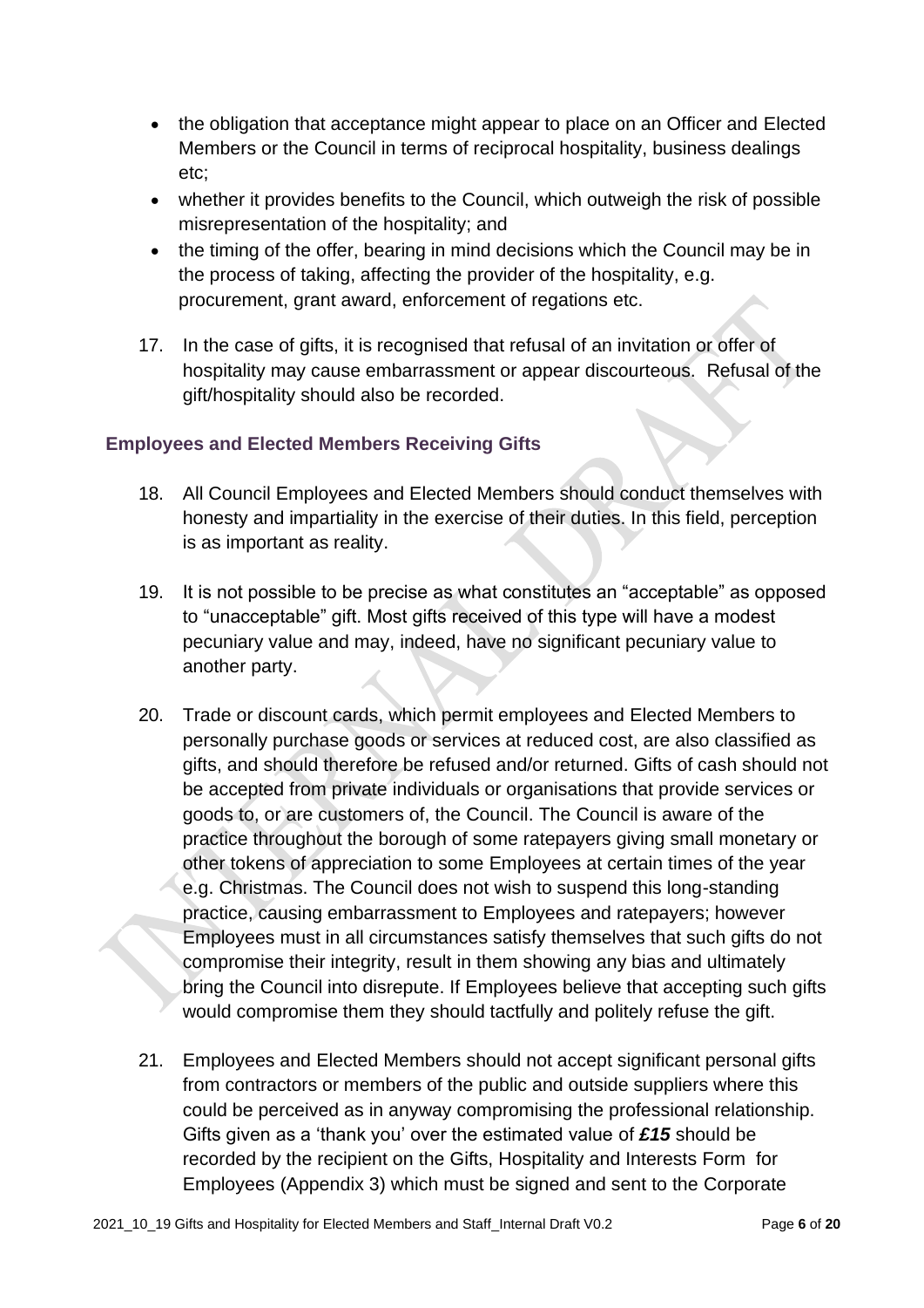- the obligation that acceptance might appear to place on an Officer and Elected Members or the Council in terms of reciprocal hospitality, business dealings etc;
- whether it provides benefits to the Council, which outweigh the risk of possible misrepresentation of the hospitality; and
- the timing of the offer, bearing in mind decisions which the Council may be in the process of taking, affecting the provider of the hospitality, e.g. procurement, grant award, enforcement of regations etc.

17. In the case of gifts, it is recognised that refusal of an invitation or offer of hospitality may cause embarrassment or appear discourteous. Refusal of the gift/hospitality should also be recorded.

### Employees and Elected Members Receiving Gifts

18. All Council Employees and Elected Members should conduct themselves with honesty and impartiality in the exercise of their duties. In this field, perception is as important as reality.

19. It is not possible to be precise as what constitutes an "acceptable" as opposed to "unacceptable" gift. Most gifts received of this type will have a modest pecuniary value and may, indeed, have no significant pecuniary value to another party.

20. Trade or discount cards, which permit employees and Elected Members to personally purchase goods or services at reduced cost, are also classified as gifts, and should therefore be refused and/or returned. Gifts of cash should not be accepted from private individuals or organisations that provide services or goods to, or are customers of, the Council. The Council is aware of the practice throughout the borough of some ratepayers giving small monetary or other tokens of appreciation to some Employees at certain times of the year e.g. Christmas. The Council does not wish to suspend this long-standing practice, causing embarrassment to Employees and ratepayers; however Employees must in all circumstances satisfy themselves that such gifts do not compromise their integrity, result in them showing any bias and ultimately bring the Council into disrepute. If Employees believe that accepting such gifts would compromise them they should tactfully and politely refuse the gift.

21. Employees and Elected Members should not accept significant personal gifts from contractors or members of the public and outside suppliers where this could be perceived as in anyway compromising the professional relationship. Gifts given as a 'thank you' over the estimated value of ***£15*** should be recorded by the recipient on the Gifts, Hospitality and Interests Form for Employees (Appendix 3) which must be signed and sent to the Corporate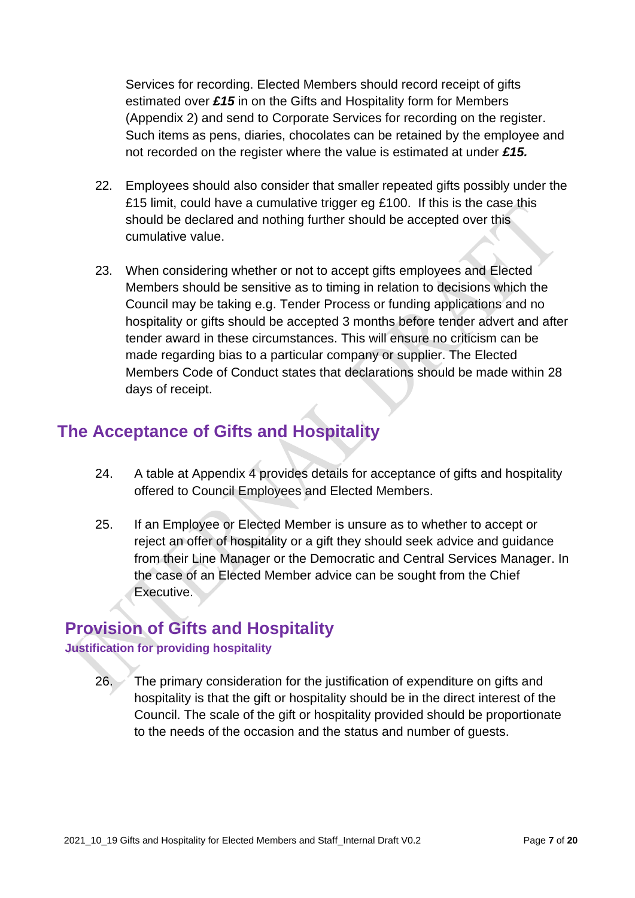Services for recording. Elected Members should record receipt of gifts estimated over ***£15*** in on the Gifts and Hospitality form for Members (Appendix 2) and send to Corporate Services for recording on the register. Such items as pens, diaries, chocolates can be retained by the employee and not recorded on the register where the value is estimated at under ***£15.***

22. Employees should also consider that smaller repeated gifts possibly under the £15 limit, could have a cumulative trigger eg £100. If this is the case this should be declared and nothing further should be accepted over this cumulative value.

23. When considering whether or not to accept gifts employees and Elected Members should be sensitive as to timing in relation to decisions which the Council may be taking e.g. Tender Process or funding applications and no hospitality or gifts should be accepted 3 months before tender advert and after tender award in these circumstances. This will ensure no criticism can be made regarding bias to a particular company or supplier. The Elected Members Code of Conduct states that declarations should be made within 28 days of receipt.

## The Acceptance of Gifts and Hospitality

24. A table at Appendix 4 provides details for acceptance of gifts and hospitality offered to Council Employees and Elected Members.

25. If an Employee or Elected Member is unsure as to whether to accept or reject an offer of hospitality or a gift they should seek advice and guidance from their Line Manager or the Democratic and Central Services Manager. In the case of an Elected Member advice can be sought from the Chief Executive.

## Provision of Gifts and Hospitality

### Justification for providing hospitality

26. The primary consideration for the justification of expenditure on gifts and hospitality is that the gift or hospitality should be in the direct interest of the Council. The scale of the gift or hospitality provided should be proportionate to the needs of the occasion and the status and number of guests.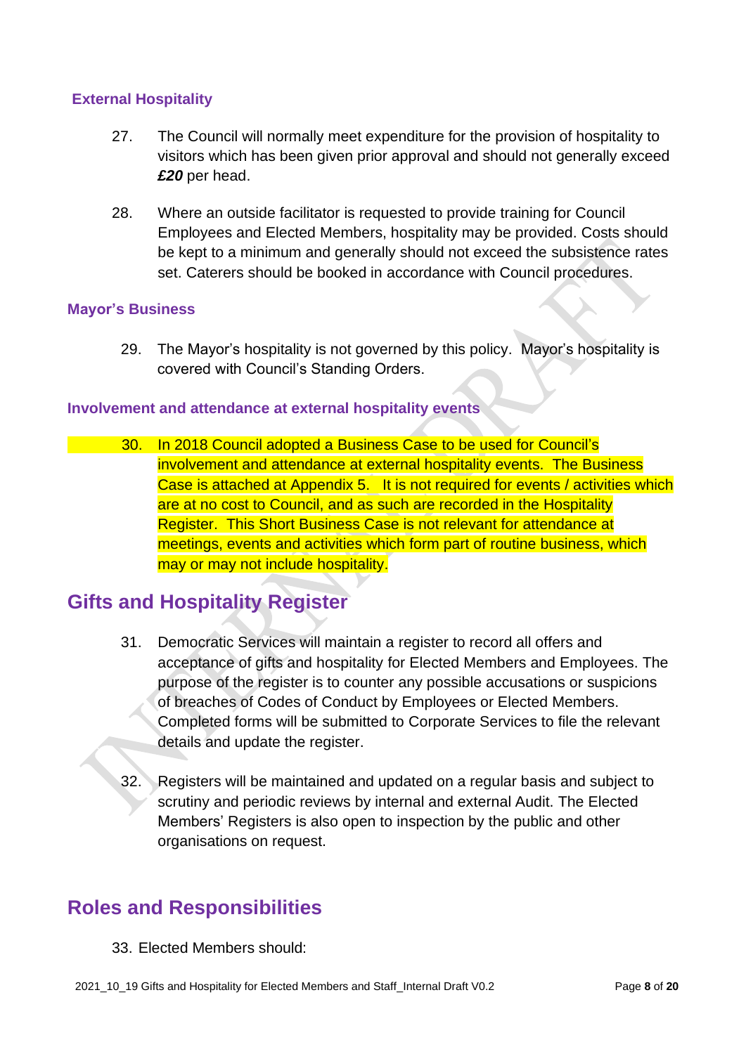### External Hospitality

27. The Council will normally meet expenditure for the provision of hospitality to visitors which has been given prior approval and should not generally exceed ***£20*** per head.

28. Where an outside facilitator is requested to provide training for Council Employees and Elected Members, hospitality may be provided. Costs should be kept to a minimum and generally should not exceed the subsistence rates set. Caterers should be booked in accordance with Council procedures.

### Mayor's Business

29. The Mayor's hospitality is not governed by this policy. Mayor's hospitality is covered with Council's Standing Orders.

### Involvement and attendance at external hospitality events

30. In 2018 Council adopted a Business Case to be used for Council's involvement and attendance at external hospitality events. The Business Case is attached at Appendix 5. It is not required for events / activities which are at no cost to Council, and as such are recorded in the Hospitality Register. This Short Business Case is not relevant for attendance at meetings, events and activities which form part of routine business, which may or may not include hospitality.

## Gifts and Hospitality Register

31. Democratic Services will maintain a register to record all offers and acceptance of gifts and hospitality for Elected Members and Employees. The purpose of the register is to counter any possible accusations or suspicions of breaches of Codes of Conduct by Employees or Elected Members. Completed forms will be submitted to Corporate Services to file the relevant details and update the register.

32. Registers will be maintained and updated on a regular basis and subject to scrutiny and periodic reviews by internal and external Audit. The Elected Members' Registers is also open to inspection by the public and other organisations on request.

## Roles and Responsibilities

33. Elected Members should: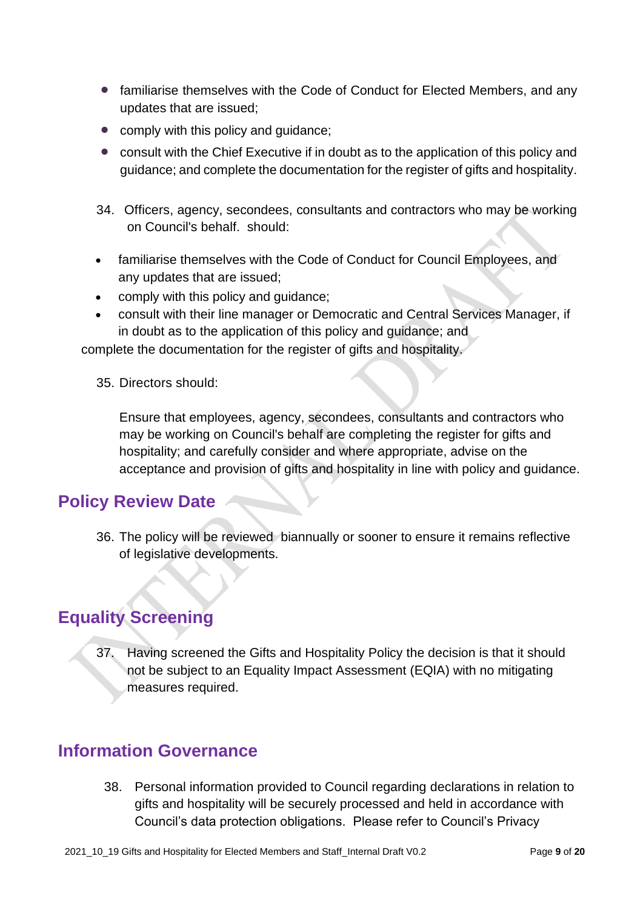- familiarise themselves with the Code of Conduct for Elected Members, and any updates that are issued;
- comply with this policy and guidance;
- consult with the Chief Executive if in doubt as to the application of this policy and guidance; and complete the documentation for the register of gifts and hospitality.

34. Officers, agency, secondees, consultants and contractors who may be working on Council's behalf. should:

- familiarise themselves with the Code of Conduct for Council Employees, and any updates that are issued;
- comply with this policy and guidance;
- consult with their line manager or Democratic and Central Services Manager, if in doubt as to the application of this policy and guidance; and

complete the documentation for the register of gifts and hospitality.

35. Directors should:

    Ensure that employees, agency, secondees, consultants and contractors who may be working on Council's behalf are completing the register for gifts and hospitality; and carefully consider and where appropriate, advise on the acceptance and provision of gifts and hospitality in line with policy and guidance.

## Policy Review Date

36. The policy will be reviewed biannually or sooner to ensure it remains reflective of legislative developments.

## Equality Screening

37. Having screened the Gifts and Hospitality Policy the decision is that it should not be subject to an Equality Impact Assessment (EQIA) with no mitigating measures required.

## Information Governance

38. Personal information provided to Council regarding declarations in relation to gifts and hospitality will be securely processed and held in accordance with Council's data protection obligations. Please refer to Council's Privacy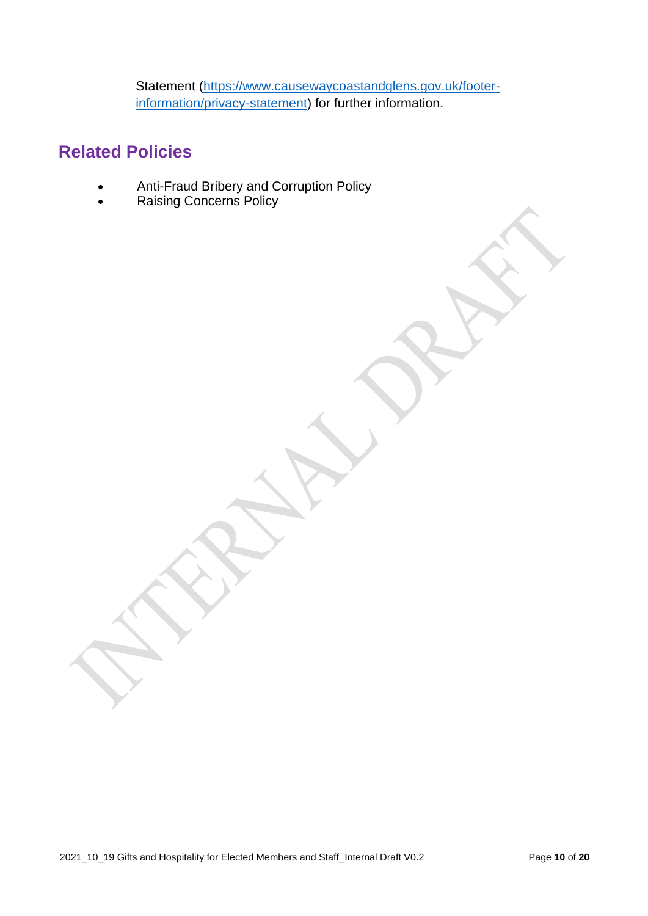Statement (https://www.causewaycoastandglens.gov.uk/footer-information/privacy-statement) for further information.

## Related Policies

- Anti-Fraud Bribery and Corruption Policy
- Raising Concerns Policy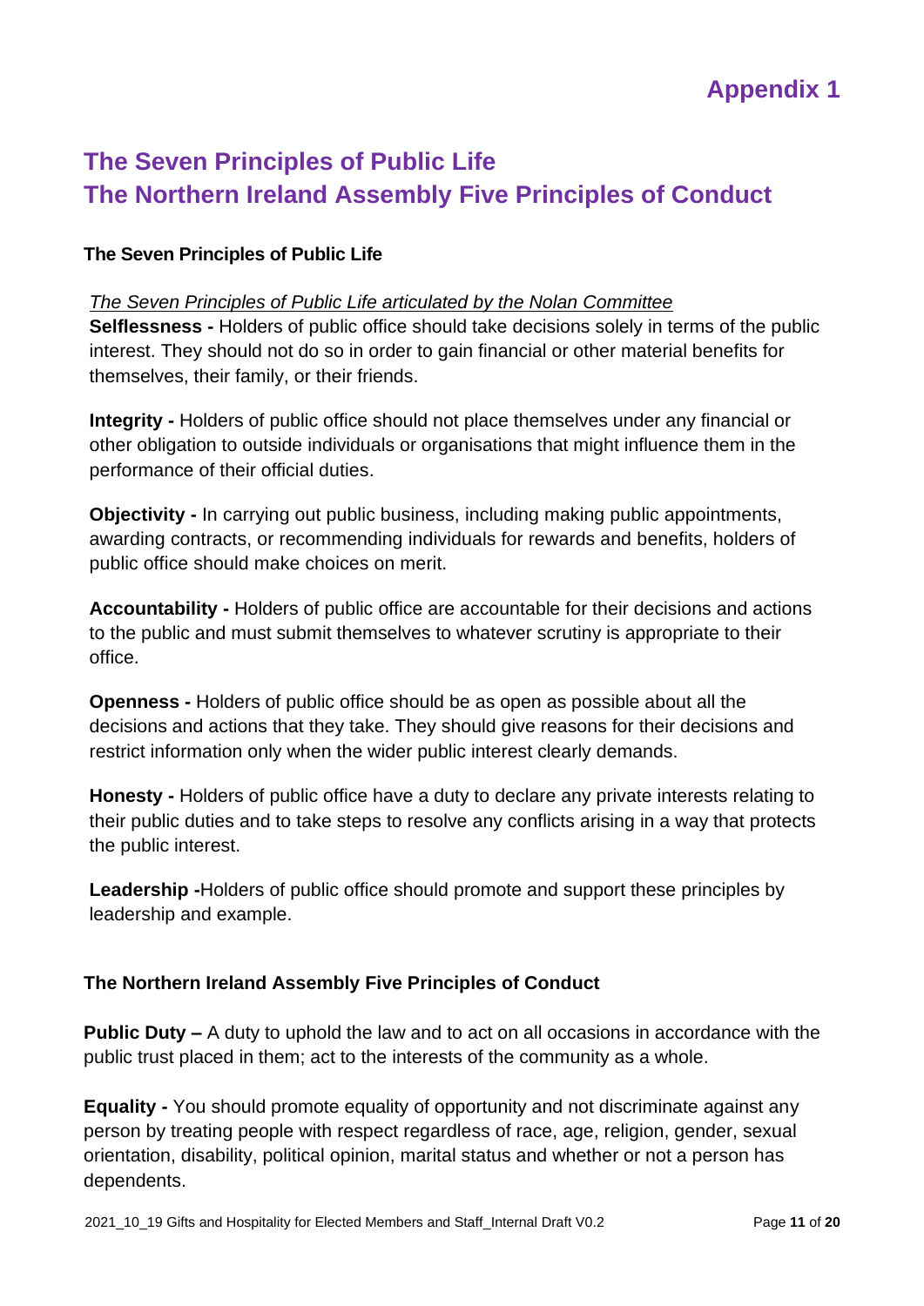# Appendix 1

## The Seven Principles of Public Life
## The Northern Ireland Assembly Five Principles of Conduct

### The Seven Principles of Public Life

*The Seven Principles of Public Life articulated by the Nolan Committee*

**Selflessness -** Holders of public office should take decisions solely in terms of the public interest. They should not do so in order to gain financial or other material benefits for themselves, their family, or their friends.

**Integrity -** Holders of public office should not place themselves under any financial or other obligation to outside individuals or organisations that might influence them in the performance of their official duties.

**Objectivity -** In carrying out public business, including making public appointments, awarding contracts, or recommending individuals for rewards and benefits, holders of public office should make choices on merit.

**Accountability -** Holders of public office are accountable for their decisions and actions to the public and must submit themselves to whatever scrutiny is appropriate to their office.

**Openness -** Holders of public office should be as open as possible about all the decisions and actions that they take. They should give reasons for their decisions and restrict information only when the wider public interest clearly demands.

**Honesty -** Holders of public office have a duty to declare any private interests relating to their public duties and to take steps to resolve any conflicts arising in a way that protects the public interest.

**Leadership -**Holders of public office should promote and support these principles by leadership and example.

### The Northern Ireland Assembly Five Principles of Conduct

**Public Duty –** A duty to uphold the law and to act on all occasions in accordance with the public trust placed in them; act to the interests of the community as a whole.

**Equality -** You should promote equality of opportunity and not discriminate against any person by treating people with respect regardless of race, age, religion, gender, sexual orientation, disability, political opinion, marital status and whether or not a person has dependents.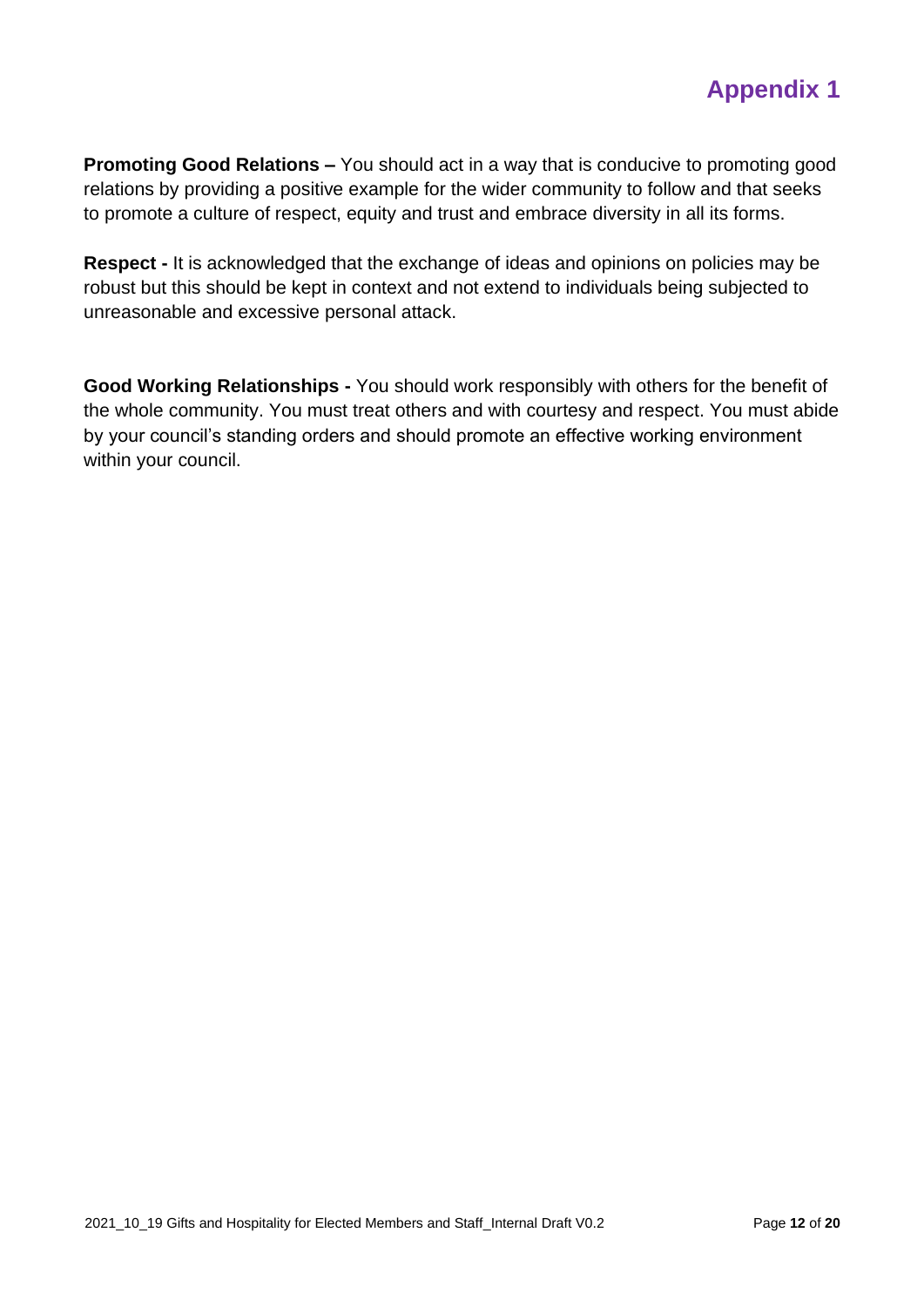# Appendix 1

**Promoting Good Relations –** You should act in a way that is conducive to promoting good relations by providing a positive example for the wider community to follow and that seeks to promote a culture of respect, equity and trust and embrace diversity in all its forms.

**Respect -** It is acknowledged that the exchange of ideas and opinions on policies may be robust but this should be kept in context and not extend to individuals being subjected to unreasonable and excessive personal attack.

**Good Working Relationships -** You should work responsibly with others for the benefit of the whole community. You must treat others and with courtesy and respect. You must abide by your council's standing orders and should promote an effective working environment within your council.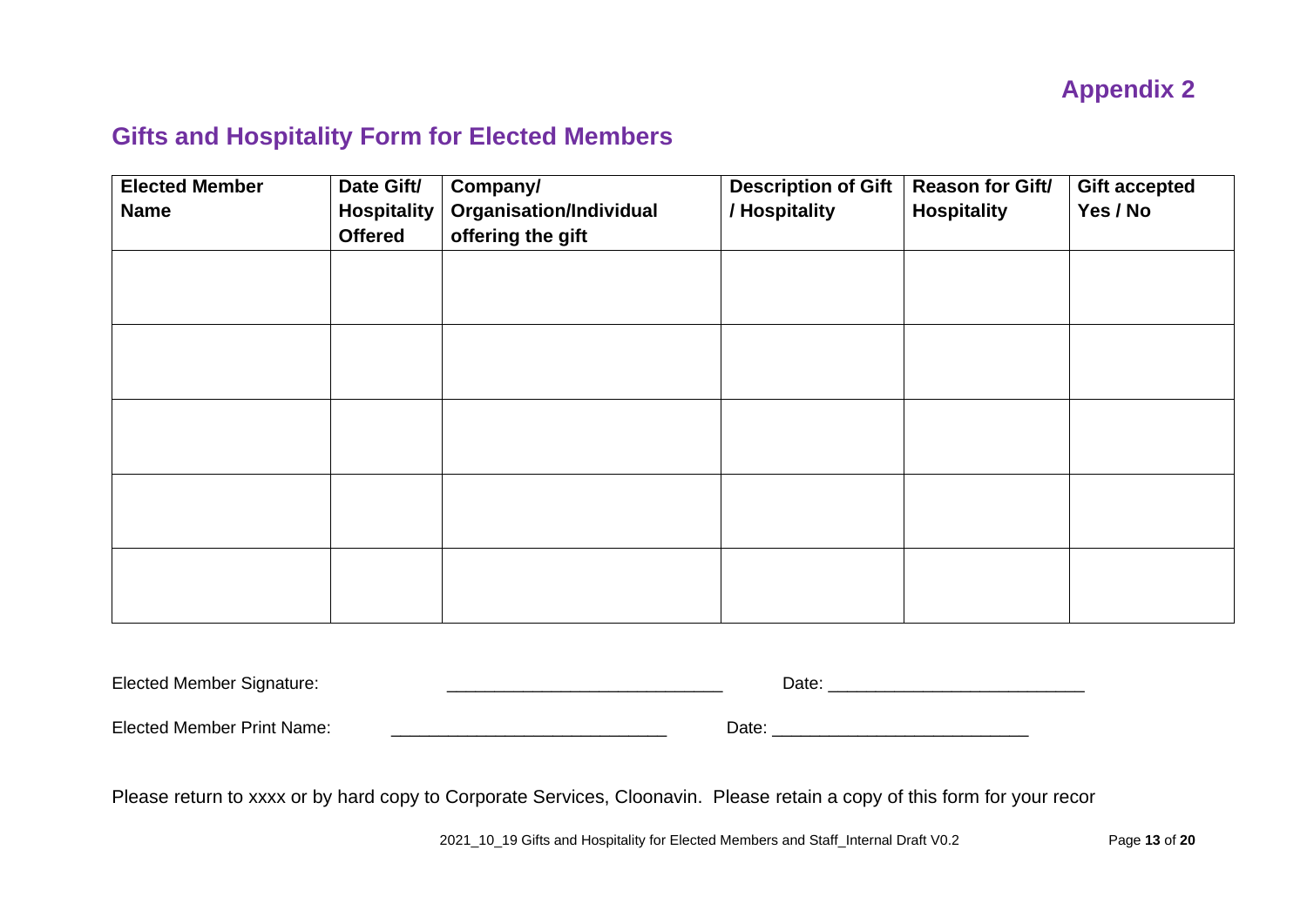## Appendix 2

## Gifts and Hospitality Form for Elected Members

| Elected Member Name | Date Gift/ Hospitality Offered | Company/ Organisation/Individual offering the gift | Description of Gift / Hospitality | Reason for Gift/ Hospitality | Gift accepted Yes / No |
|---|---|---|---|---|---|
| | | | | | |
| | | | | | |
| | | | | | |
| | | | | | |
| | | | | | |

Elected Member Signature: ____________________________ Date: __________________________

Elected Member Print Name: ____________________________ Date: __________________________

Please return to xxxx or by hard copy to Corporate Services, Cloonavin. Please retain a copy of this form for your recor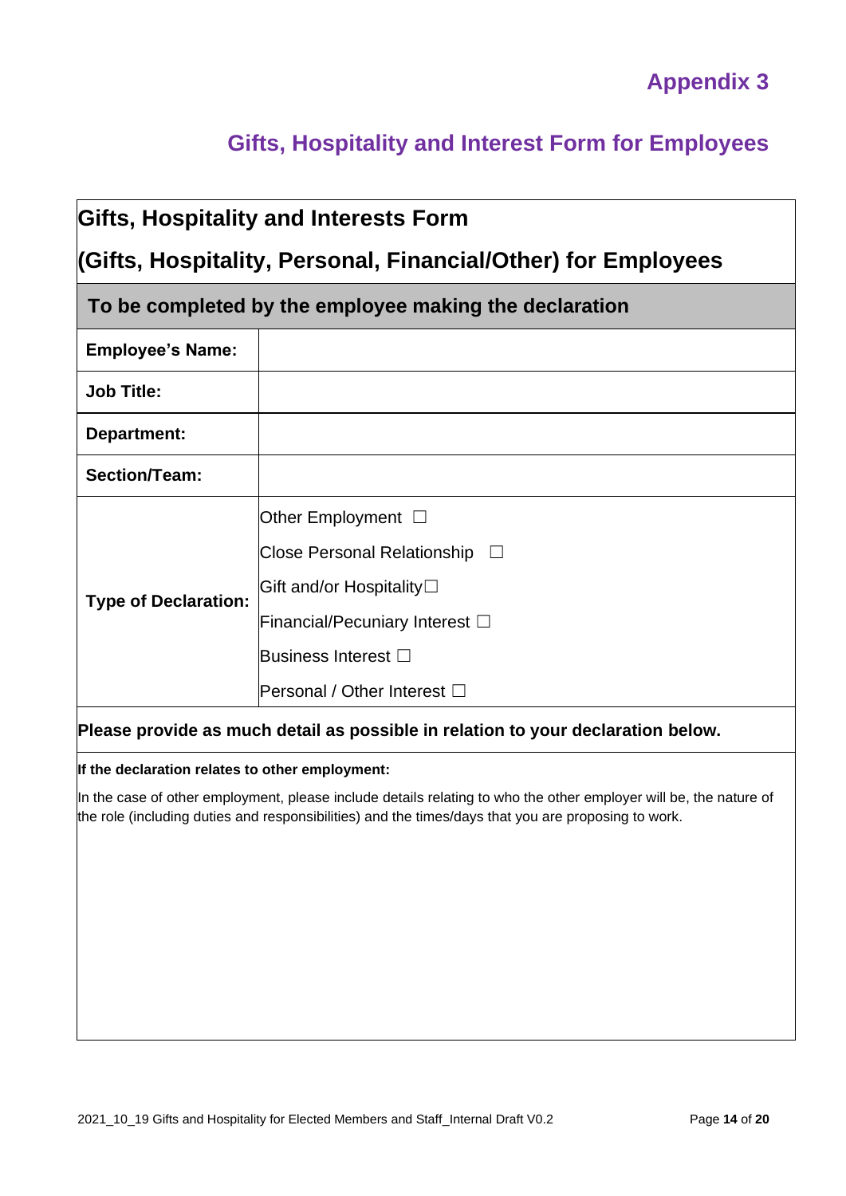# Appendix 3

## Gifts, Hospitality and Interest Form for Employees

| **Gifts, Hospitality and Interests Form (Gifts, Hospitality, Personal, Financial/Other) for Employees** | |
|---|---|
| **To be completed by the employee making the declaration** | |
| **Employee's Name:** | |
| **Job Title:** | |
| **Department:** | |
| **Section/Team:** | |
| **Type of Declaration:** | Other Employment ☐<br>Close Personal Relationship ☐<br>Gift and/or Hospitality☐<br>Financial/Pecuniary Interest ☐<br>Business Interest ☐<br>Personal / Other Interest ☐ |
| **Please provide as much detail as possible in relation to your declaration below.** | |
| **If the declaration relates to other employment:**<br>In the case of other employment, please include details relating to who the other employer will be, the nature of the role (including duties and responsibilities) and the times/days that you are proposing to work. | |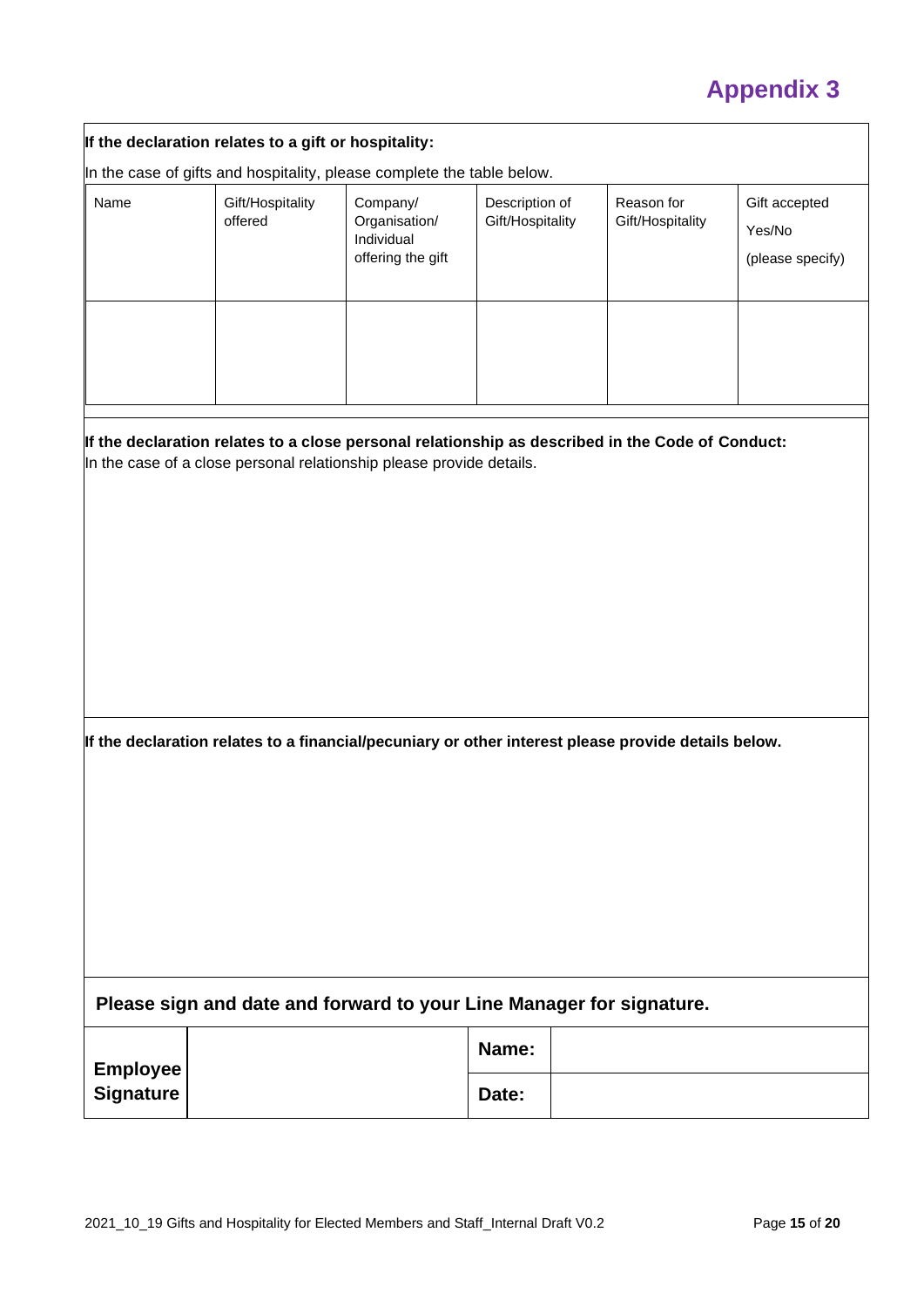# Appendix 3

**If the declaration relates to a gift or hospitality:**

In the case of gifts and hospitality, please complete the table below.

| Name | Gift/Hospitality offered | Company/ Organisation/ Individual offering the gift | Description of Gift/Hospitality | Reason for Gift/Hospitality | Gift accepted Yes/No (please specify) |
|---|---|---|---|---|---|
| | | | | | |

**If the declaration relates to a close personal relationship as described in the Code of Conduct:**
In the case of a close personal relationship please provide details.

**If the declaration relates to a financial/pecuniary or other interest please provide details below.**

**Please sign and date and forward to your Line Manager for signature.**

| | | | |
|---|---|---|---|
| **Employee Signature** | | **Name:** | |
| | | **Date:** | |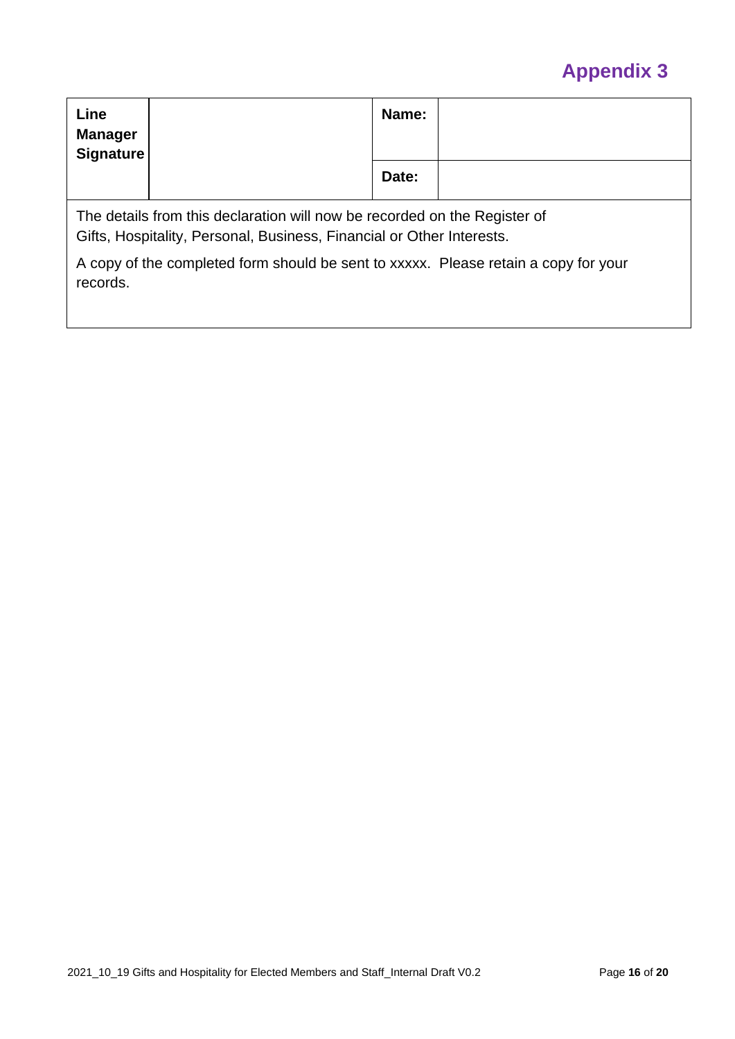# Appendix 3

| | | | |
|---|---|---|---|
| **Line Manager Signature** | | **Name:** | |
| | | **Date:** | |

The details from this declaration will now be recorded on the Register of Gifts, Hospitality, Personal, Business, Financial or Other Interests.

A copy of the completed form should be sent to xxxxx. Please retain a copy for your records.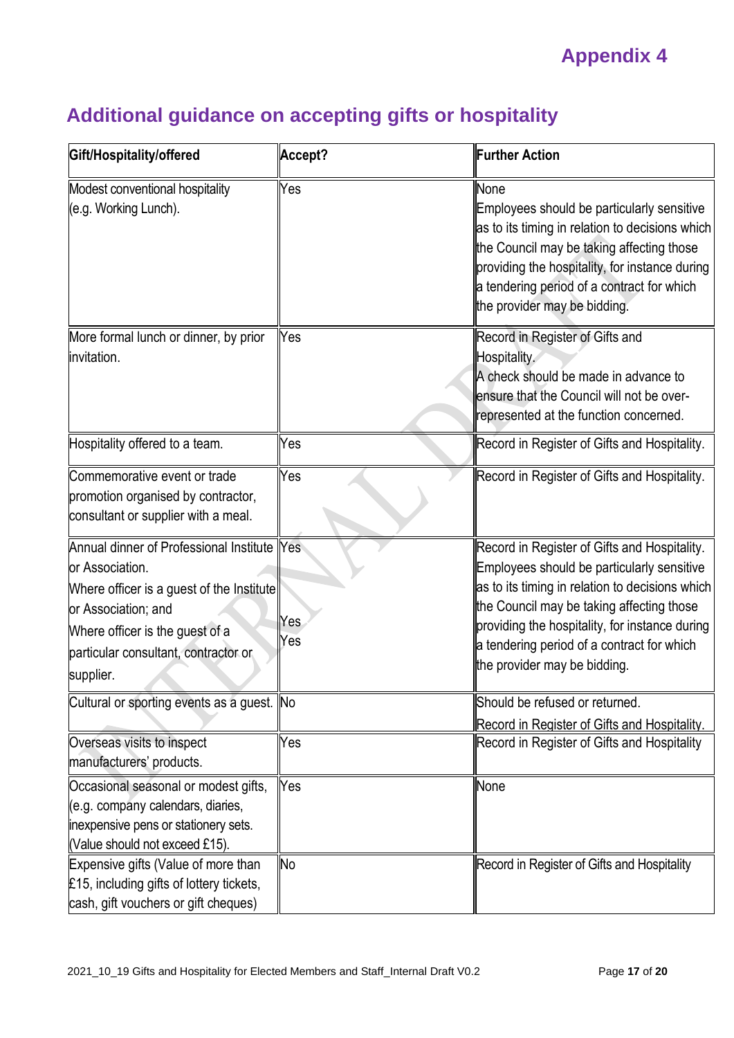**Appendix 4**

## Additional guidance on accepting gifts or hospitality

| Gift/Hospitality/offered | Accept? | Further Action |
|---|---|---|
| Modest conventional hospitality (e.g. Working Lunch). | Yes | None<br>Employees should be particularly sensitive as to its timing in relation to decisions which the Council may be taking affecting those providing the hospitality, for instance during a tendering period of a contract for which the provider may be bidding. |
| More formal lunch or dinner, by prior invitation. | Yes | Record in Register of Gifts and Hospitality.<br>A check should be made in advance to ensure that the Council will not be over-represented at the function concerned. |
| Hospitality offered to a team. | Yes | Record in Register of Gifts and Hospitality. |
| Commemorative event or trade promotion organised by contractor, consultant or supplier with a meal. | Yes | Record in Register of Gifts and Hospitality. |
| Annual dinner of Professional Institute or Association.<br>Where officer is a guest of the Institute or Association; and<br>Where officer is the guest of a particular consultant, contractor or supplier. | Yes<br><br>Yes<br>Yes | Record in Register of Gifts and Hospitality.<br>Employees should be particularly sensitive as to its timing in relation to decisions which the Council may be taking affecting those providing the hospitality, for instance during a tendering period of a contract for which the provider may be bidding. |
| Cultural or sporting events as a guest. | No | Should be refused or returned.<br>Record in Register of Gifts and Hospitality. |
| Overseas visits to inspect manufacturers' products. | Yes | Record in Register of Gifts and Hospitality |
| Occasional seasonal or modest gifts, (e.g. company calendars, diaries, inexpensive pens or stationery sets. (Value should not exceed £15). | Yes | None |
| Expensive gifts (Value of more than £15, including gifts of lottery tickets, cash, gift vouchers or gift cheques) | No | Record in Register of Gifts and Hospitality |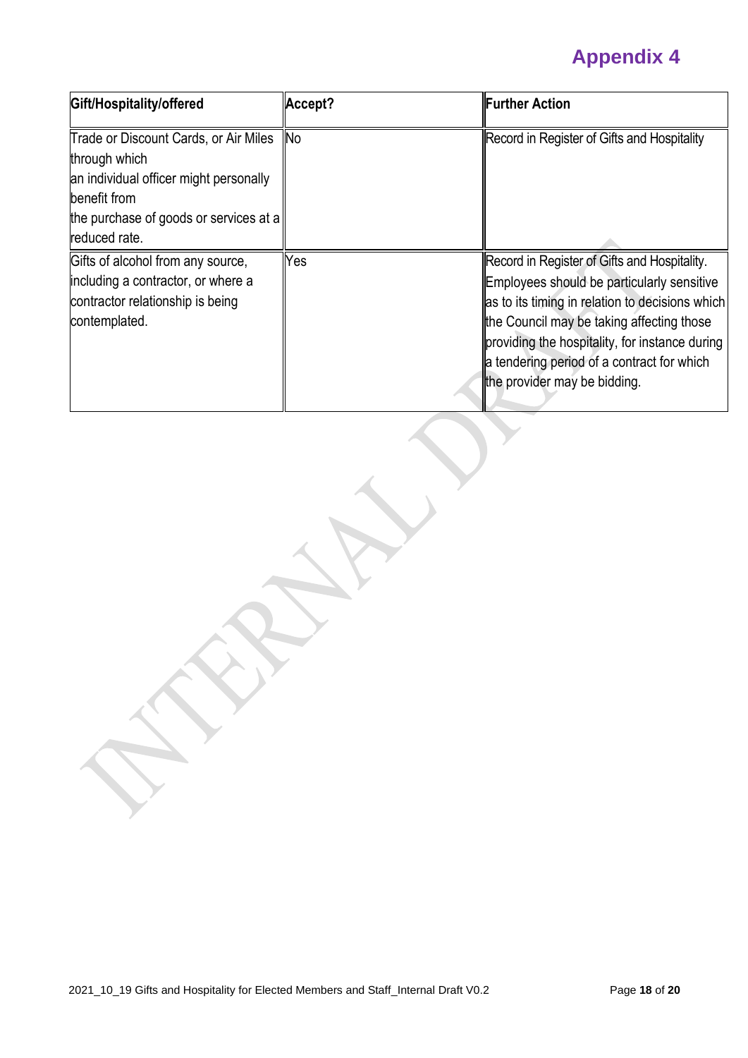# Appendix 4

| Gift/Hospitality/offered | Accept? | Further Action |
|---|---|---|
| Trade or Discount Cards, or Air Miles through which an individual officer might personally benefit from the purchase of goods or services at a reduced rate. | No | Record in Register of Gifts and Hospitality |
| Gifts of alcohol from any source, including a contractor, or where a contractor relationship is being contemplated. | Yes | Record in Register of Gifts and Hospitality. Employees should be particularly sensitive as to its timing in relation to decisions which the Council may be taking affecting those providing the hospitality, for instance during a tendering period of a contract for which the provider may be bidding. |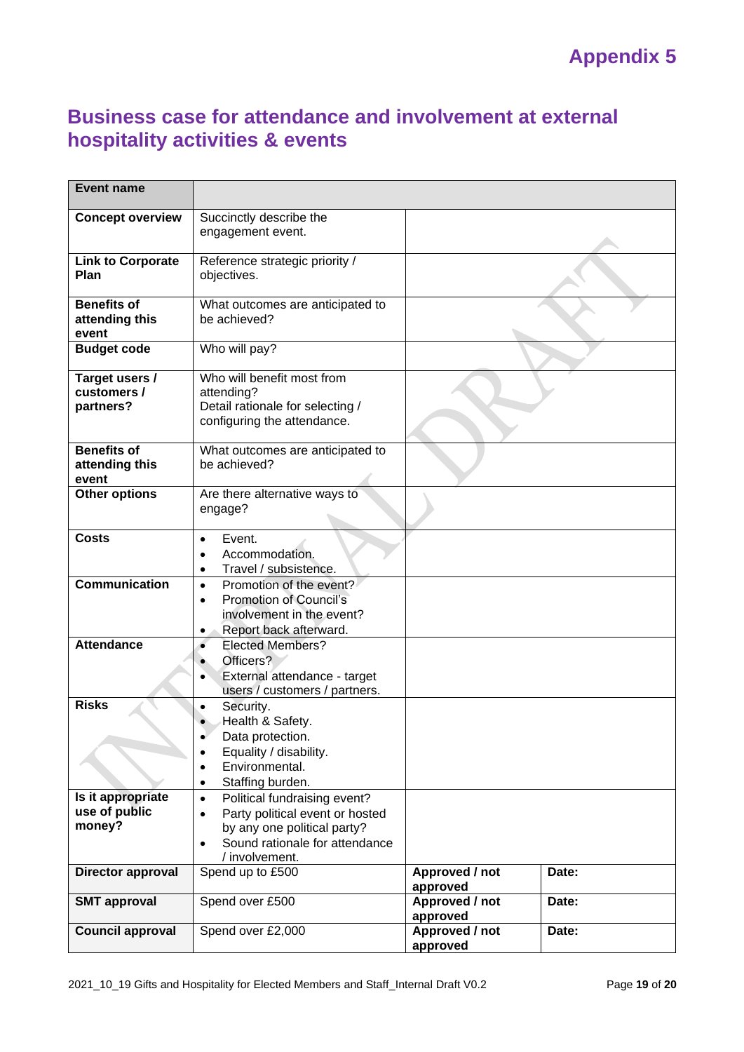# Appendix 5

## Business case for attendance and involvement at external hospitality activities & events

| Event name | | | |
|---|---|---|---|
| **Concept overview** | Succinctly describe the engagement event. | | |
| **Link to Corporate Plan** | Reference strategic priority / objectives. | | |
| **Benefits of attending this event** | What outcomes are anticipated to be achieved? | | |
| **Budget code** | Who will pay? | | |
| **Target users / customers / partners?** | Who will benefit most from attending?<br>Detail rationale for selecting / configuring the attendance. | | |
| **Benefits of attending this event** | What outcomes are anticipated to be achieved? | | |
| **Other options** | Are there alternative ways to engage? | | |
| **Costs** | • Event.<br>• Accommodation.<br>• Travel / subsistence. | | |
| **Communication** | • Promotion of the event?<br>• Promotion of Council's involvement in the event?<br>• Report back afterward. | | |
| **Attendance** | • Elected Members?<br>• Officers?<br>• External attendance - target users / customers / partners. | | |
| **Risks** | • Security.<br>• Health & Safety.<br>• Data protection.<br>• Equality / disability.<br>• Environmental.<br>• Staffing burden. | | |
| **Is it appropriate use of public money?** | • Political fundraising event?<br>• Party political event or hosted by any one political party?<br>• Sound rationale for attendance / involvement. | | |
| **Director approval** | Spend up to £500 | **Approved / not approved** | **Date:** |
| **SMT approval** | Spend over £500 | **Approved / not approved** | **Date:** |
| **Council approval** | Spend over £2,000 | **Approved / not approved** | **Date:** |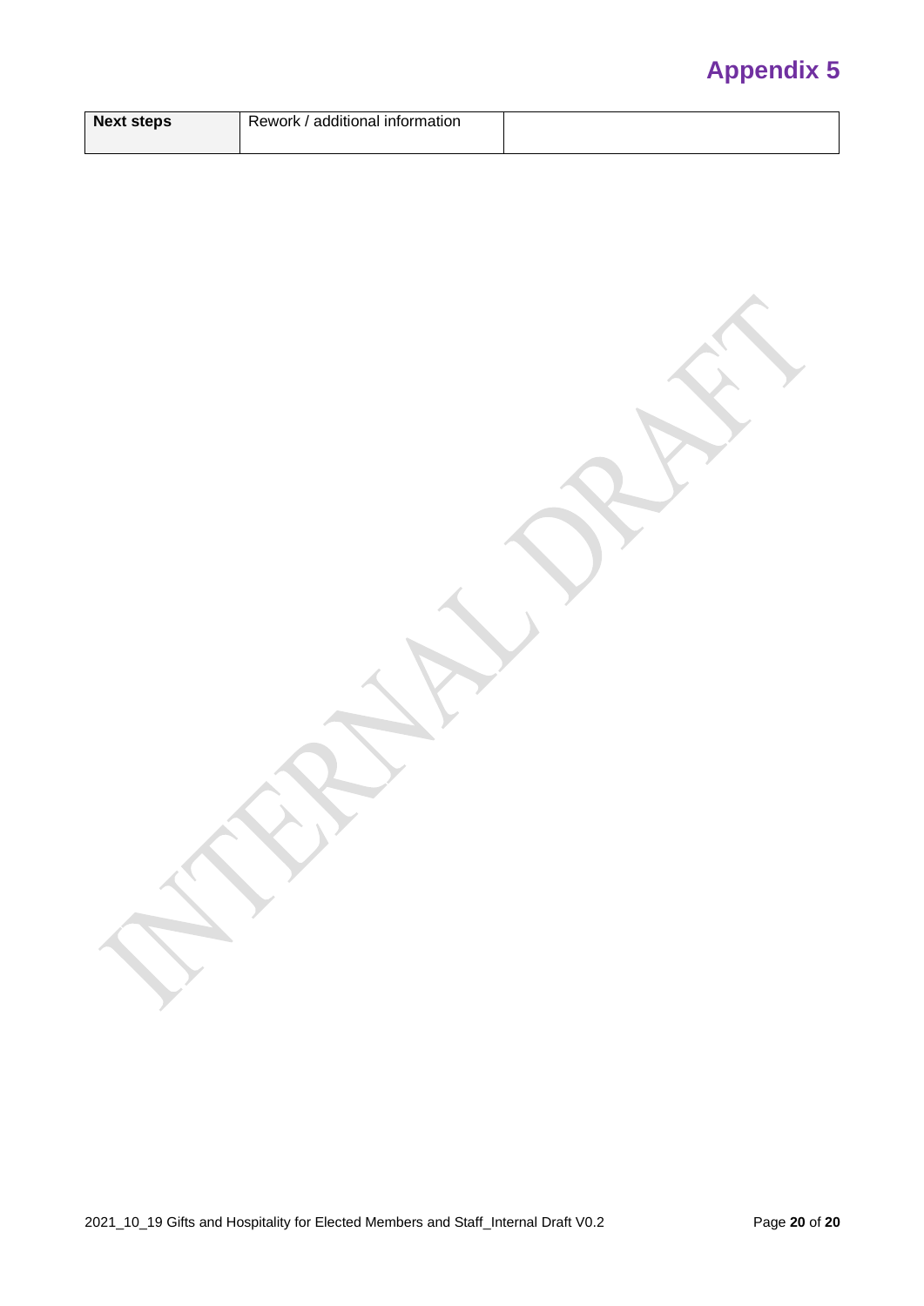# Appendix 5

| | | |
|---|---|---|
| **Next steps** | Rework / additional information | |